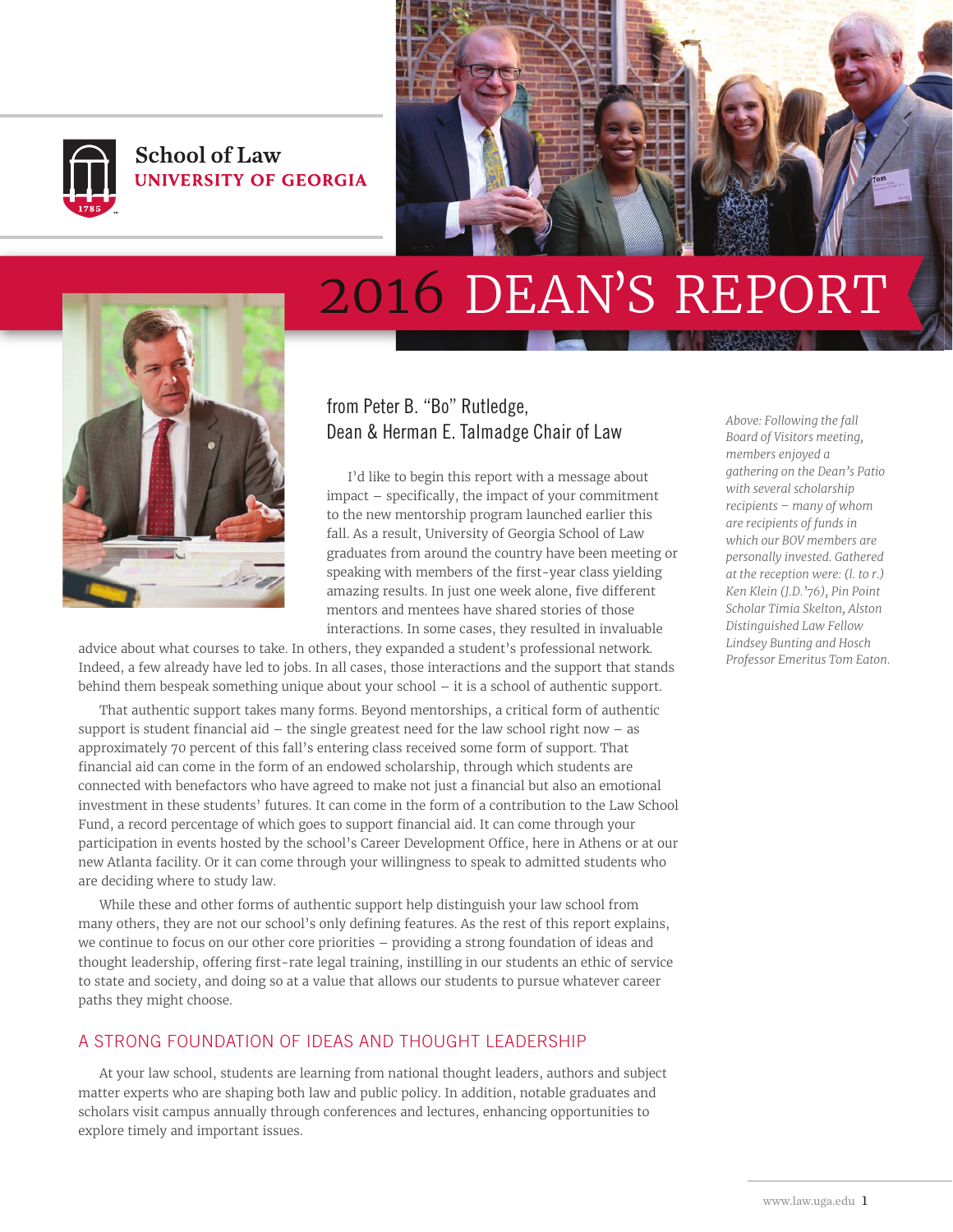School of Law
UNIVERSITY OF GEORGIA

# 2016 DEAN'S REPORT

### from Peter B. "Bo" Rutledge, Dean & Herman E. Talmadge Chair of Law

*Above: Following the fall Board of Visitors meeting, members enjoyed a gathering on the Dean's Patio with several scholarship recipients – many of whom are recipients of funds in which our BOV members are personally invested. Gathered at the reception were: (l. to r.) Ken Klein (J.D.'76), Pin Point Scholar Timia Skelton, Alston Distinguished Law Fellow Lindsey Bunting and Hosch Professor Emeritus Tom Eaton.*

I'd like to begin this report with a message about impact – specifically, the impact of your commitment to the new mentorship program launched earlier this fall. As a result, University of Georgia School of Law graduates from around the country have been meeting or speaking with members of the first-year class yielding amazing results. In just one week alone, five different mentors and mentees have shared stories of those interactions. In some cases, they resulted in invaluable advice about what courses to take. In others, they expanded a student's professional network. Indeed, a few already have led to jobs. In all cases, those interactions and the support that stands behind them bespeak something unique about your school – it is a school of authentic support.

That authentic support takes many forms. Beyond mentorships, a critical form of authentic support is student financial aid – the single greatest need for the law school right now – as approximately 70 percent of this fall's entering class received some form of support. That financial aid can come in the form of an endowed scholarship, through which students are connected with benefactors who have agreed to make not just a financial but also an emotional investment in these students' futures. It can come in the form of a contribution to the Law School Fund, a record percentage of which goes to support financial aid. It can come through your participation in events hosted by the school's Career Development Office, here in Athens or at our new Atlanta facility. Or it can come through your willingness to speak to admitted students who are deciding where to study law.

While these and other forms of authentic support help distinguish your law school from many others, they are not our school's only defining features. As the rest of this report explains, we continue to focus on our other core priorities – providing a strong foundation of ideas and thought leadership, offering first-rate legal training, instilling in our students an ethic of service to state and society, and doing so at a value that allows our students to pursue whatever career paths they might choose.

## A STRONG FOUNDATION OF IDEAS AND THOUGHT LEADERSHIP

At your law school, students are learning from national thought leaders, authors and subject matter experts who are shaping both law and public policy. In addition, notable graduates and scholars visit campus annually through conferences and lectures, enhancing opportunities to explore timely and important issues.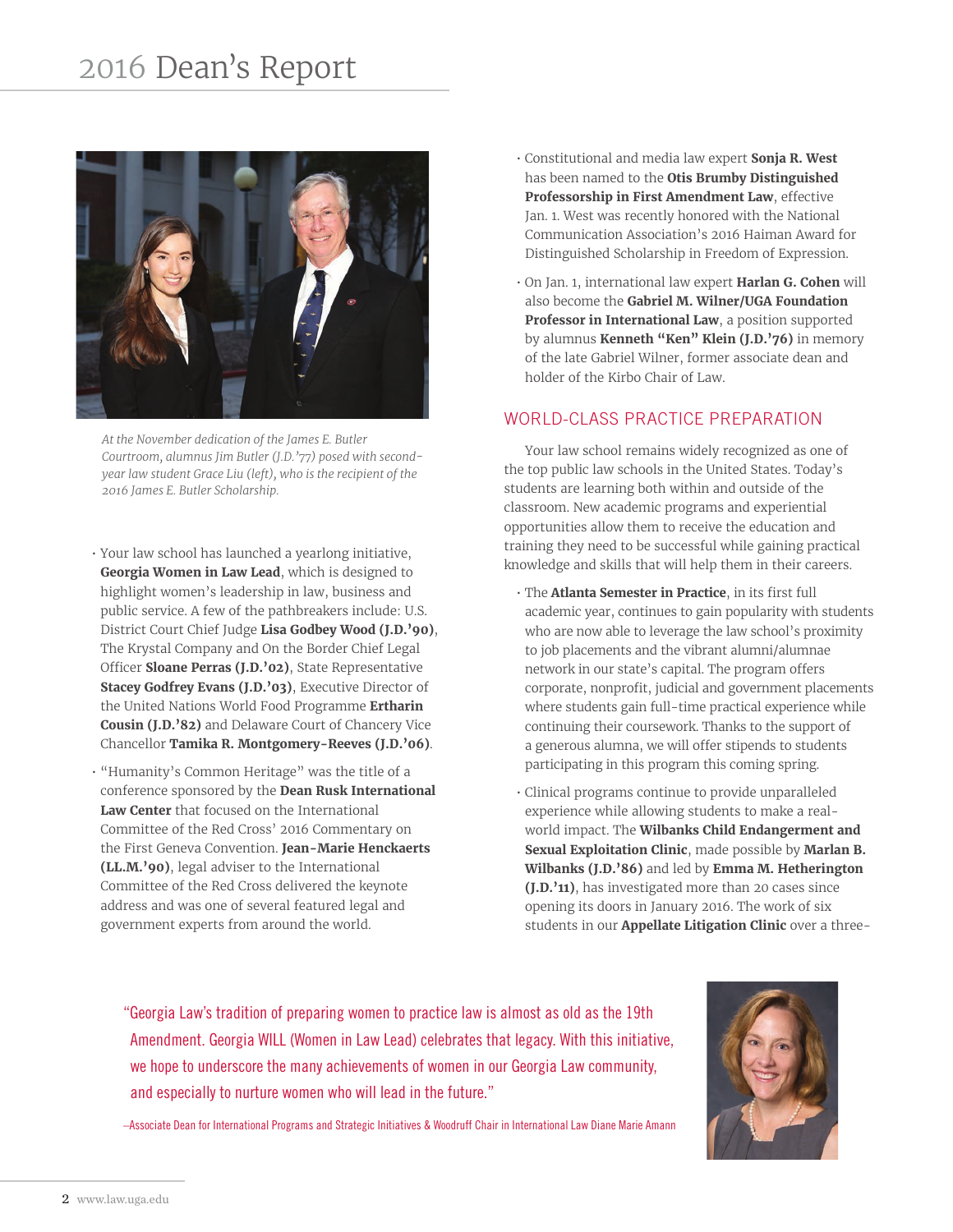# 2016 Dean's Report

*At the November dedication of the James E. Butler Courtroom, alumnus Jim Butler (J.D.'77) posed with second-year law student Grace Liu (left), who is the recipient of the 2016 James E. Butler Scholarship.*

- Your law school has launched a yearlong initiative, **Georgia Women in Law Lead**, which is designed to highlight women's leadership in law, business and public service. A few of the pathbreakers include: U.S. District Court Chief Judge **Lisa Godbey Wood (J.D.'90)**, The Krystal Company and On the Border Chief Legal Officer **Sloane Perras (J.D.'02)**, State Representative **Stacey Godfrey Evans (J.D.'03)**, Executive Director of the United Nations World Food Programme **Ertharin Cousin (J.D.'82)** and Delaware Court of Chancery Vice Chancellor **Tamika R. Montgomery-Reeves (J.D.'06)**.
- "Humanity's Common Heritage" was the title of a conference sponsored by the **Dean Rusk International Law Center** that focused on the International Committee of the Red Cross' 2016 Commentary on the First Geneva Convention. **Jean-Marie Henckaerts (LL.M.'90)**, legal adviser to the International Committee of the Red Cross delivered the keynote address and was one of several featured legal and government experts from around the world.
- Constitutional and media law expert **Sonja R. West** has been named to the **Otis Brumby Distinguished Professorship in First Amendment Law**, effective Jan. 1. West was recently honored with the National Communication Association's 2016 Haiman Award for Distinguished Scholarship in Freedom of Expression.
- On Jan. 1, international law expert **Harlan G. Cohen** will also become the **Gabriel M. Wilner/UGA Foundation Professor in International Law**, a position supported by alumnus **Kenneth "Ken" Klein (J.D.'76)** in memory of the late Gabriel Wilner, former associate dean and holder of the Kirbo Chair of Law.

## WORLD-CLASS PRACTICE PREPARATION

Your law school remains widely recognized as one of the top public law schools in the United States. Today's students are learning both within and outside of the classroom. New academic programs and experiential opportunities allow them to receive the education and training they need to be successful while gaining practical knowledge and skills that will help them in their careers.

- The **Atlanta Semester in Practice**, in its first full academic year, continues to gain popularity with students who are now able to leverage the law school's proximity to job placements and the vibrant alumni/alumnae network in our state's capital. The program offers corporate, nonprofit, judicial and government placements where students gain full-time practical experience while continuing their coursework. Thanks to the support of a generous alumna, we will offer stipends to students participating in this program this coming spring.
- Clinical programs continue to provide unparalleled experience while allowing students to make a real-world impact. The **Wilbanks Child Endangerment and Sexual Exploitation Clinic**, made possible by **Marlan B. Wilbanks (J.D.'86)** and led by **Emma M. Hetherington (J.D.'11)**, has investigated more than 20 cases since opening its doors in January 2016. The work of six students in our **Appellate Litigation Clinic** over a three-

"Georgia Law's tradition of preparing women to practice law is almost as old as the 19th Amendment. Georgia WILL (Women in Law Lead) celebrates that legacy. With this initiative, we hope to underscore the many achievements of women in our Georgia Law community, and especially to nurture women who will lead in the future."

–Associate Dean for International Programs and Strategic Initiatives & Woodruff Chair in International Law Diane Marie Amann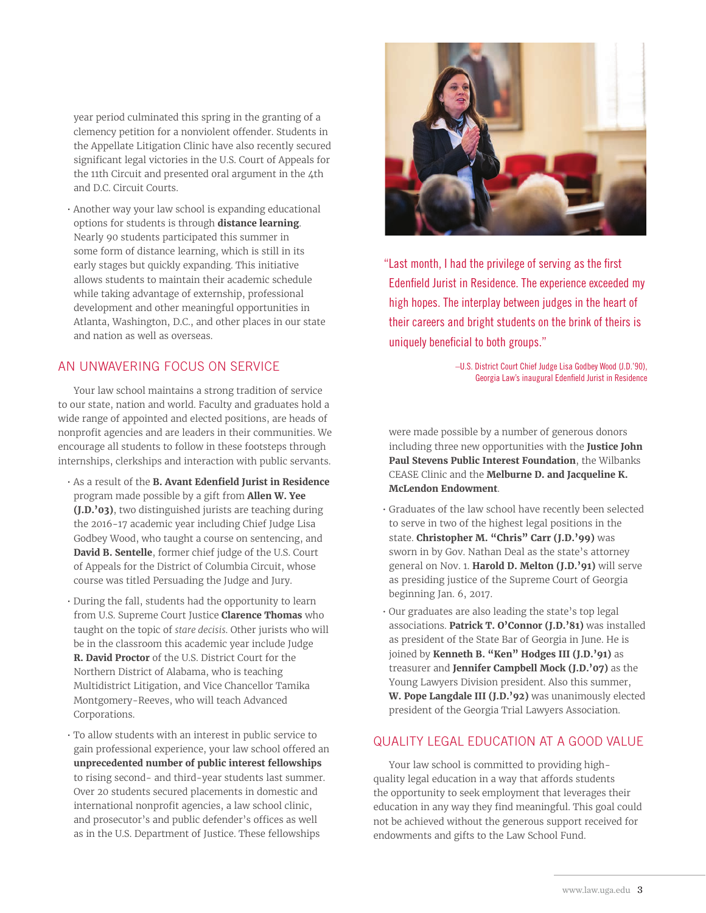year period culminated this spring in the granting of a clemency petition for a nonviolent offender. Students in the Appellate Litigation Clinic have also recently secured significant legal victories in the U.S. Court of Appeals for the 11th Circuit and presented oral argument in the 4th and D.C. Circuit Courts.

- Another way your law school is expanding educational options for students is through **distance learning**. Nearly 90 students participated this summer in some form of distance learning, which is still in its early stages but quickly expanding. This initiative allows students to maintain their academic schedule while taking advantage of externship, professional development and other meaningful opportunities in Atlanta, Washington, D.C., and other places in our state and nation as well as overseas.

## AN UNWAVERING FOCUS ON SERVICE

Your law school maintains a strong tradition of service to our state, nation and world. Faculty and graduates hold a wide range of appointed and elected positions, are heads of nonprofit agencies and are leaders in their communities. We encourage all students to follow in these footsteps through internships, clerkships and interaction with public servants.

- As a result of the **B. Avant Edenfield Jurist in Residence** program made possible by a gift from **Allen W. Yee (J.D.'03)**, two distinguished jurists are teaching during the 2016-17 academic year including Chief Judge Lisa Godbey Wood, who taught a course on sentencing, and **David B. Sentelle**, former chief judge of the U.S. Court of Appeals for the District of Columbia Circuit, whose course was titled Persuading the Judge and Jury.
- During the fall, students had the opportunity to learn from U.S. Supreme Court Justice **Clarence Thomas** who taught on the topic of *stare decisis*. Other jurists who will be in the classroom this academic year include Judge **R. David Proctor** of the U.S. District Court for the Northern District of Alabama, who is teaching Multidistrict Litigation, and Vice Chancellor Tamika Montgomery-Reeves, who will teach Advanced Corporations.
- To allow students with an interest in public service to gain professional experience, your law school offered an **unprecedented number of public interest fellowships** to rising second- and third-year students last summer. Over 20 students secured placements in domestic and international nonprofit agencies, a law school clinic, and prosecutor's and public defender's offices as well as in the U.S. Department of Justice. These fellowships were made possible by a number of generous donors including three new opportunities with the **Justice John Paul Stevens Public Interest Foundation**, the Wilbanks CEASE Clinic and the **Melburne D. and Jacqueline K. McLendon Endowment**.
- Graduates of the law school have recently been selected to serve in two of the highest legal positions in the state. **Christopher M. "Chris" Carr (J.D.'99)** was sworn in by Gov. Nathan Deal as the state's attorney general on Nov. 1. **Harold D. Melton (J.D.'91)** will serve as presiding justice of the Supreme Court of Georgia beginning Jan. 6, 2017.
- Our graduates are also leading the state's top legal associations. **Patrick T. O'Connor (J.D.'81)** was installed as president of the State Bar of Georgia in June. He is joined by **Kenneth B. "Ken" Hodges III (J.D.'91)** as treasurer and **Jennifer Campbell Mock (J.D.'07)** as the Young Lawyers Division president. Also this summer, **W. Pope Langdale III (J.D.'92)** was unanimously elected president of the Georgia Trial Lawyers Association.

> "Last month, I had the privilege of serving as the first Edenfield Jurist in Residence. The experience exceeded my high hopes. The interplay between judges in the heart of their careers and bright students on the brink of theirs is uniquely beneficial to both groups."
>
> –U.S. District Court Chief Judge Lisa Godbey Wood (J.D.'90), Georgia Law's inaugural Edenfield Jurist in Residence

## QUALITY LEGAL EDUCATION AT A GOOD VALUE

Your law school is committed to providing high-quality legal education in a way that affords students the opportunity to seek employment that leverages their education in any way they find meaningful. This goal could not be achieved without the generous support received for endowments and gifts to the Law School Fund.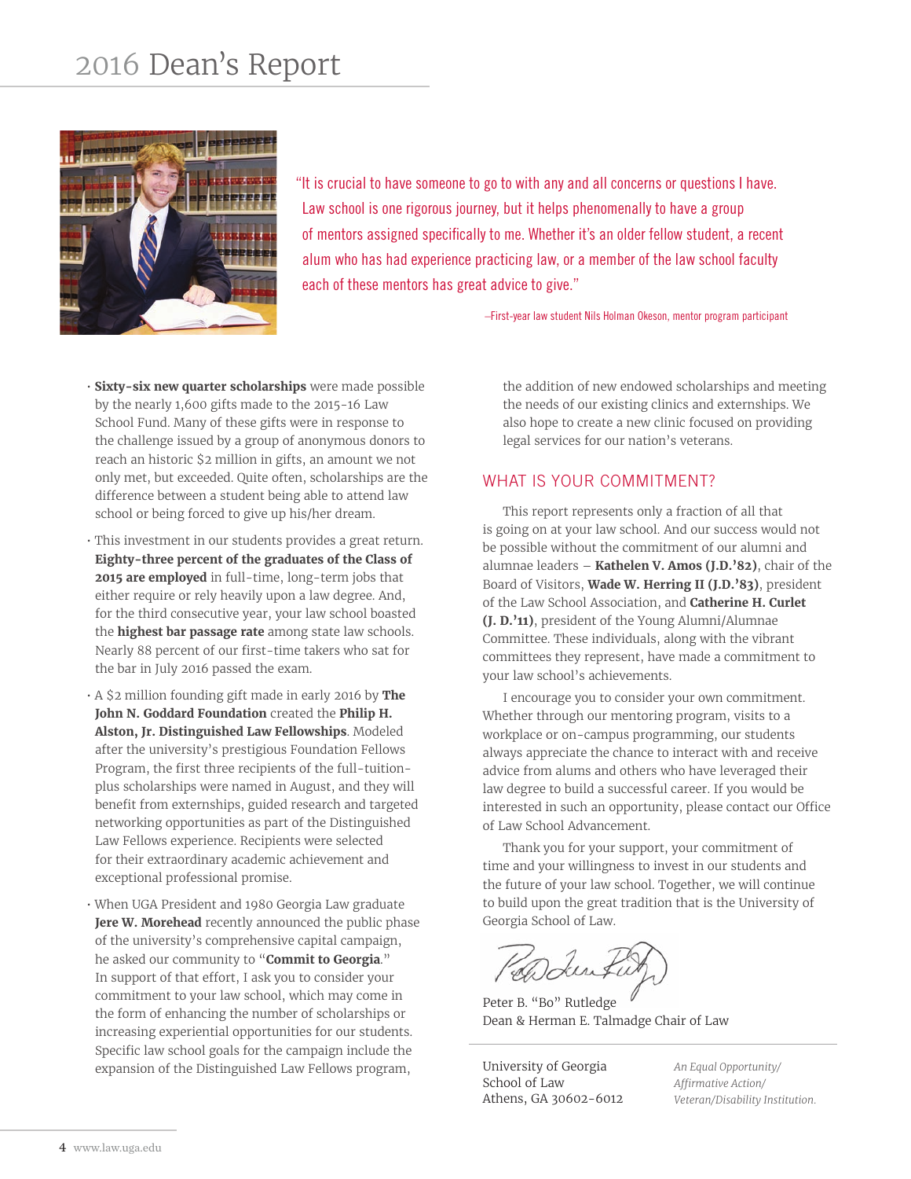# 2016 Dean's Report

"It is crucial to have someone to go to with any and all concerns or questions I have. Law school is one rigorous journey, but it helps phenomenally to have a group of mentors assigned specifically to me. Whether it's an older fellow student, a recent alum who has had experience practicing law, or a member of the law school faculty each of these mentors has great advice to give."

–First-year law student Nils Holman Okeson, mentor program participant

- **Sixty-six new quarter scholarships** were made possible by the nearly 1,600 gifts made to the 2015-16 Law School Fund. Many of these gifts were in response to the challenge issued by a group of anonymous donors to reach an historic $2 million in gifts, an amount we not only met, but exceeded. Quite often, scholarships are the difference between a student being able to attend law school or being forced to give up his/her dream.
- This investment in our students provides a great return. **Eighty-three percent of the graduates of the Class of 2015 are employed** in full-time, long-term jobs that either require or rely heavily upon a law degree. And, for the third consecutive year, your law school boasted the **highest bar passage rate** among state law schools. Nearly 88 percent of our first-time takers who sat for the bar in July 2016 passed the exam.
- A $2 million founding gift made in early 2016 by **The John N. Goddard Foundation** created the **Philip H. Alston, Jr. Distinguished Law Fellowships**. Modeled after the university's prestigious Foundation Fellows Program, the first three recipients of the full-tuition-plus scholarships were named in August, and they will benefit from externships, guided research and targeted networking opportunities as part of the Distinguished Law Fellows experience. Recipients were selected for their extraordinary academic achievement and exceptional professional promise.
- When UGA President and 1980 Georgia Law graduate **Jere W. Morehead** recently announced the public phase of the university's comprehensive capital campaign, he asked our community to "**Commit to Georgia**." In support of that effort, I ask you to consider your commitment to your law school, which may come in the form of enhancing the number of scholarships or increasing experiential opportunities for our students. Specific law school goals for the campaign include the expansion of the Distinguished Law Fellows program, the addition of new endowed scholarships and meeting the needs of our existing clinics and externships. We also hope to create a new clinic focused on providing legal services for our nation's veterans.

## WHAT IS YOUR COMMITMENT?

This report represents only a fraction of all that is going on at your law school. And our success would not be possible without the commitment of our alumni and alumnae leaders – **Kathelen V. Amos (J.D.'82)**, chair of the Board of Visitors, **Wade W. Herring II (J.D.'83)**, president of the Law School Association, and **Catherine H. Curlet (J. D.'11)**, president of the Young Alumni/Alumnae Committee. These individuals, along with the vibrant committees they represent, have made a commitment to your law school's achievements.

I encourage you to consider your own commitment. Whether through our mentoring program, visits to a workplace or on-campus programming, our students always appreciate the chance to interact with and receive advice from alums and others who have leveraged their law degree to build a successful career. If you would be interested in such an opportunity, please contact our Office of Law School Advancement.

Thank you for your support, your commitment of time and your willingness to invest in our students and the future of your law school. Together, we will continue to build upon the great tradition that is the University of Georgia School of Law.

Peter B. "Bo" Rutledge
Dean & Herman E. Talmadge Chair of Law

University of Georgia
School of Law
Athens, GA 30602-6012

*An Equal Opportunity/ Affirmative Action/ Veteran/Disability Institution.*

www.law.uga.edu